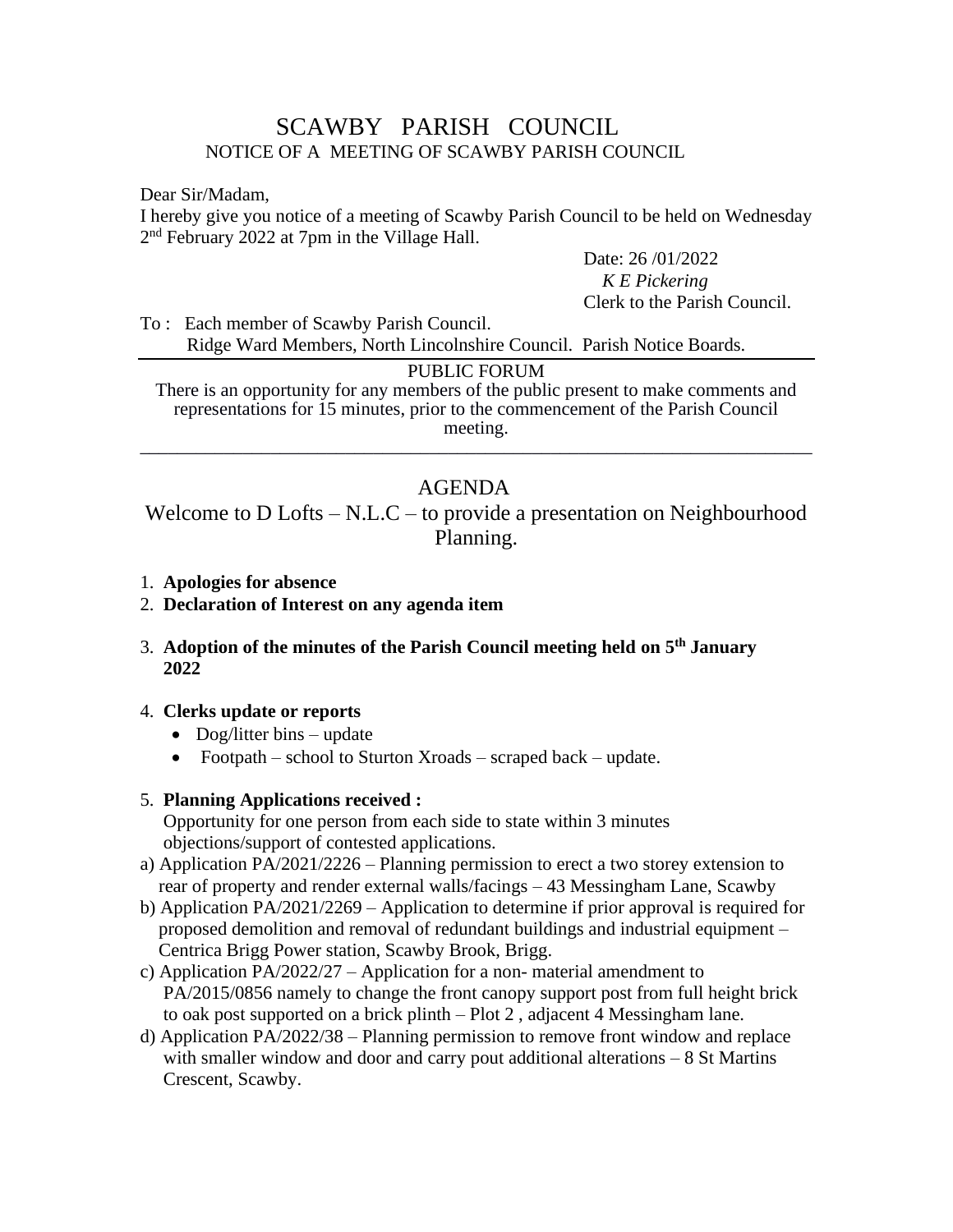# SCAWBY PARISH COUNCIL

NOTICE OF A MEETING OF SCAWBY PARISH COUNCIL

Dear Sir/Madam,

I hereby give you notice of a meeting of Scawby Parish Council to be held on Wednesday 2nd February 2022 at 7pm in the Village Hall.

Date: 26 /01/2022
*K E Pickering*
Clerk to the Parish Council.

To : Each member of Scawby Parish Council.
Ridge Ward Members, North Lincolnshire Council. Parish Notice Boards.

---

PUBLIC FORUM

There is an opportunity for any members of the public present to make comments and representations for 15 minutes, prior to the commencement of the Parish Council meeting.

---

## AGENDA

Welcome to D Lofts – N.L.C – to provide a presentation on Neighbourhood Planning.

1. **Apologies for absence**
2. **Declaration of Interest on any agenda item**
3. **Adoption of the minutes of the Parish Council meeting held on 5th January 2022**
4. **Clerks update or reports**
   - Dog/litter bins – update
   - Footpath – school to Sturton Xroads – scraped back – update.
5. **Planning Applications received :**
   Opportunity for one person from each side to state within 3 minutes objections/support of contested applications.

a) Application PA/2021/2226 – Planning permission to erect a two storey extension to rear of property and render external walls/facings – 43 Messingham Lane, Scawby

b) Application PA/2021/2269 – Application to determine if prior approval is required for proposed demolition and removal of redundant buildings and industrial equipment – Centrica Brigg Power station, Scawby Brook, Brigg.

c) Application PA/2022/27 – Application for a non- material amendment to PA/2015/0856 namely to change the front canopy support post from full height brick to oak post supported on a brick plinth – Plot 2 , adjacent 4 Messingham lane.

d) Application PA/2022/38 – Planning permission to remove front window and replace with smaller window and door and carry pout additional alterations – 8 St Martins Crescent, Scawby.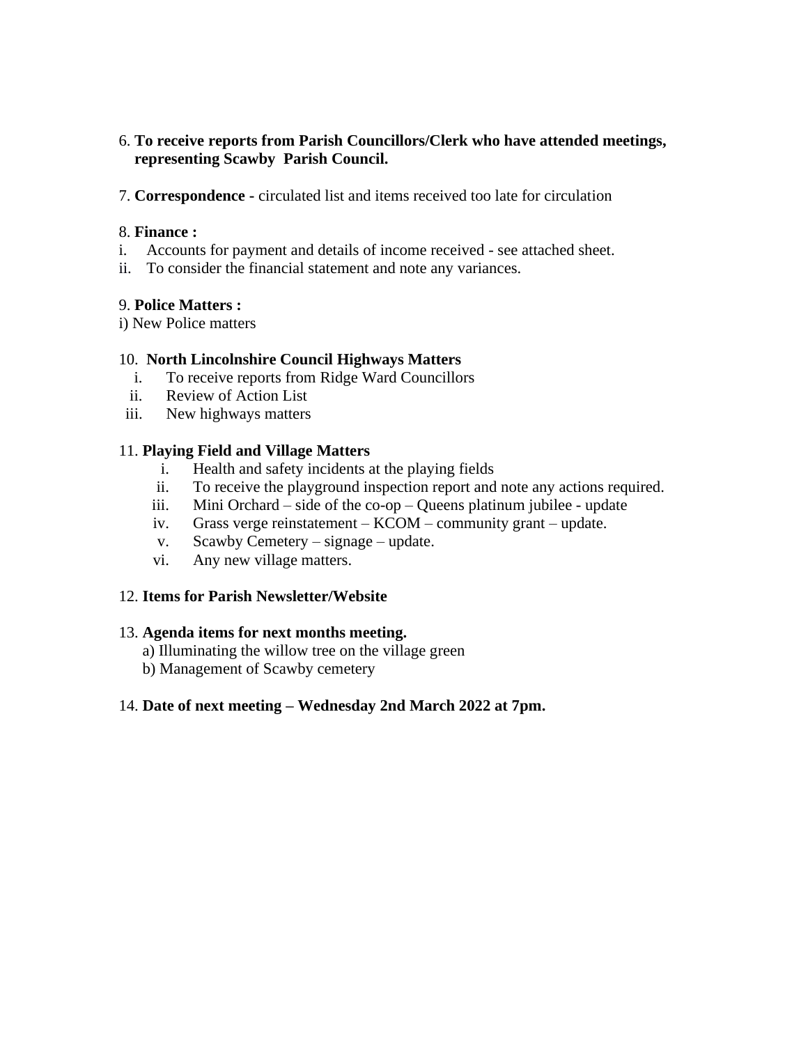6. **To receive reports from Parish Councillors/Clerk who have attended meetings, representing Scawby Parish Council.**

7. **Correspondence -** circulated list and items received too late for circulation

8. **Finance :**

i. Accounts for payment and details of income received - see attached sheet.
ii. To consider the financial statement and note any variances.

9. **Police Matters :**

i) New Police matters

10. **North Lincolnshire Council Highways Matters**

i. To receive reports from Ridge Ward Councillors
ii. Review of Action List
iii. New highways matters

11. **Playing Field and Village Matters**

i. Health and safety incidents at the playing fields
ii. To receive the playground inspection report and note any actions required.
iii. Mini Orchard – side of the co-op – Queens platinum jubilee - update
iv. Grass verge reinstatement – KCOM – community grant – update.
v. Scawby Cemetery – signage – update.
vi. Any new village matters.

12. **Items for Parish Newsletter/Website**

13. **Agenda items for next months meeting.**

a) Illuminating the willow tree on the village green
b) Management of Scawby cemetery

14. **Date of next meeting – Wednesday 2nd March 2022 at 7pm.**